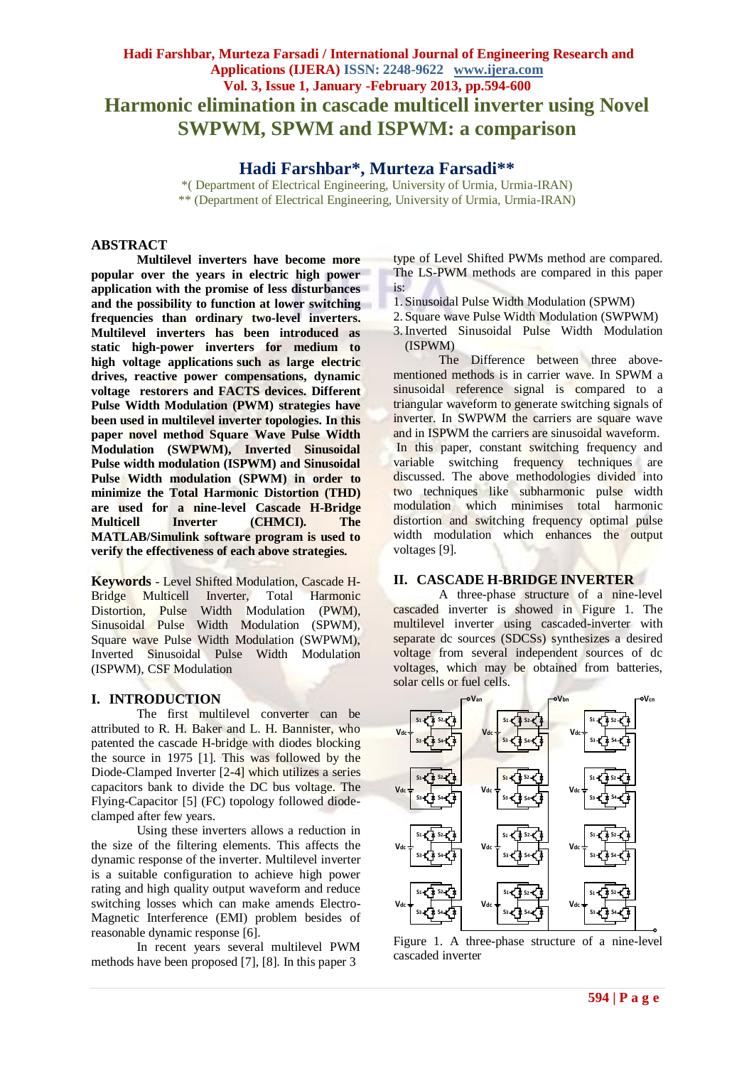# Harmonic elimination in cascade multicell inverter using Novel SWPWM, SPWM and ISPWM: a comparison

## Hadi Farshbar*, Murteza Farsadi**

*( Department of Electrical Engineering, University of Urmia, Urmia-IRAN)
** (Department of Electrical Engineering, University of Urmia, Urmia-IRAN)

## ABSTRACT

**Multilevel inverters have become more popular over the years in electric high power application with the promise of less disturbances and the possibility to function at lower switching frequencies than ordinary two-level inverters. Multilevel inverters has been introduced as static high-power inverters for medium to high voltage applications such as large electric drives, reactive power compensations, dynamic voltage restorers and FACTS devices. Different Pulse Width Modulation (PWM) strategies have been used in multilevel inverter topologies. In this paper novel method Square Wave Pulse Width Modulation (SWPWM), Inverted Sinusoidal Pulse width modulation (ISPWM) and Sinusoidal Pulse Width modulation (SPWM) in order to minimize the Total Harmonic Distortion (THD) are used for a nine-level Cascade H-Bridge Multicell Inverter (CHMCI). The MATLAB/Simulink software program is used to verify the effectiveness of each above strategies.**

**Keywords** - Level Shifted Modulation, Cascade H-Bridge Multicell Inverter, Total Harmonic Distortion, Pulse Width Modulation (PWM), Sinusoidal Pulse Width Modulation (SPWM), Square wave Pulse Width Modulation (SWPWM), Inverted Sinusoidal Pulse Width Modulation (ISPWM), CSF Modulation

## I. INTRODUCTION

The first multilevel converter can be attributed to R. H. Baker and L. H. Bannister, who patented the cascade H-bridge with diodes blocking the source in 1975 [1]. This was followed by the Diode-Clamped Inverter [2-4] which utilizes a series capacitors bank to divide the DC bus voltage. The Flying-Capacitor [5] (FC) topology followed diode-clamped after few years.

Using these inverters allows a reduction in the size of the filtering elements. This affects the dynamic response of the inverter. Multilevel inverter is a suitable configuration to achieve high power rating and high quality output waveform and reduce switching losses which can make amends Electro-Magnetic Interference (EMI) problem besides of reasonable dynamic response [6].

In recent years several multilevel PWM methods have been proposed [7], [8]. In this paper 3 type of Level Shifted PWMs method are compared. The LS-PWM methods are compared in this paper is:

1. Sinusoidal Pulse Width Modulation (SPWM)
2. Square wave Pulse Width Modulation (SWPWM)
3. Inverted Sinusoidal Pulse Width Modulation (ISPWM)

The Difference between three above-mentioned methods is in carrier wave. In SPWM a sinusoidal reference signal is compared to a triangular waveform to generate switching signals of inverter. In SWPWM the carriers are square wave and in ISPWM the carriers are sinusoidal waveform. In this paper, constant switching frequency and variable switching frequency techniques are discussed. The above methodologies divided into two techniques like subharmonic pulse width modulation which minimises total harmonic distortion and switching frequency optimal pulse width modulation which enhances the output voltages [9].

## II. CASCADE H-BRIDGE INVERTER

A three-phase structure of a nine-level cascaded inverter is showed in Figure 1. The multilevel inverter using cascaded-inverter with separate dc sources (SDCSs) synthesizes a desired voltage from several independent sources of dc voltages, which may be obtained from batteries, solar cells or fuel cells.

Figure 1. A three-phase structure of a nine-level cascaded inverter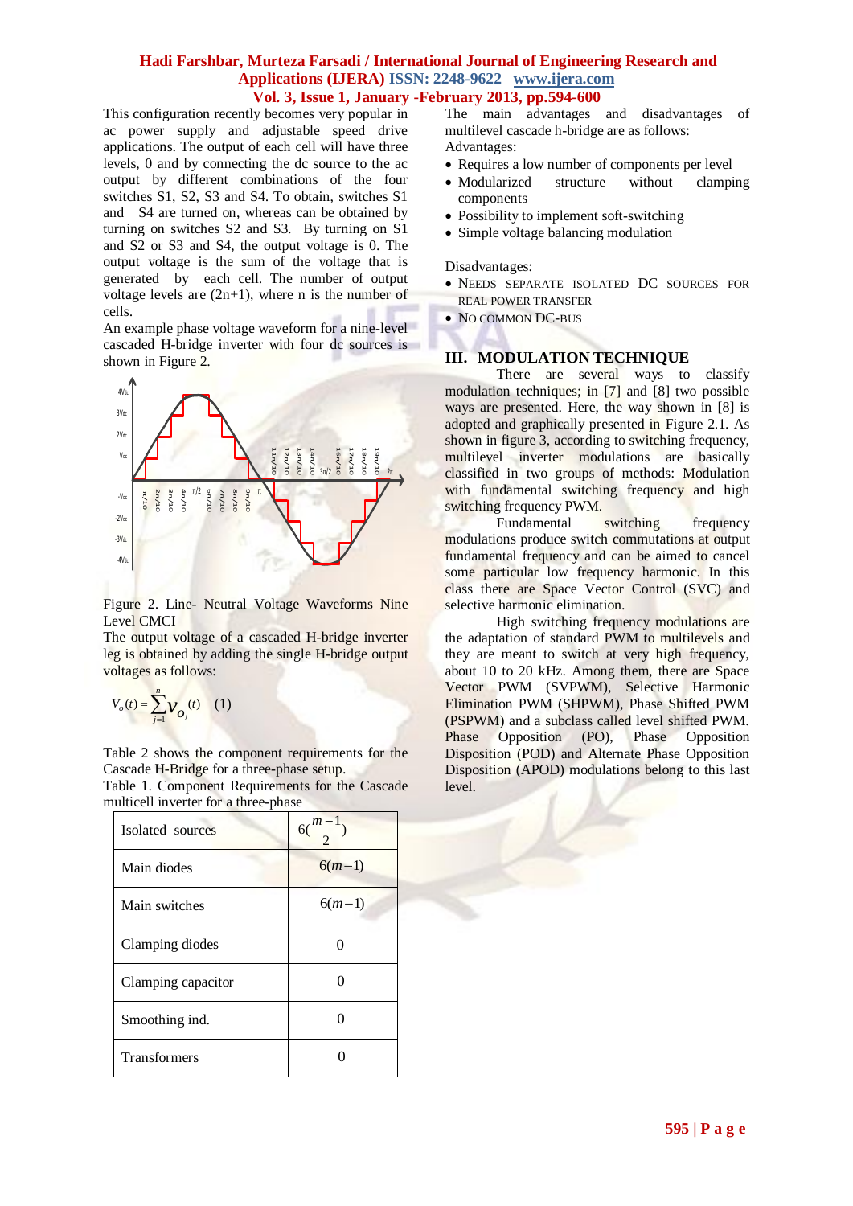This configuration recently becomes very popular in ac power supply and adjustable speed drive applications. The output of each cell will have three levels, 0 and by connecting the dc source to the ac output by different combinations of the four switches S1, S2, S3 and S4. To obtain, switches S1 and S4 are turned on, whereas can be obtained by turning on switches S2 and S3. By turning on S1 and S2 or S3 and S4, the output voltage is 0. The output voltage is the sum of the voltage that is generated by each cell. The number of output voltage levels are (2n+1), where n is the number of cells.

An example phase voltage waveform for a nine-level cascaded H-bridge inverter with four dc sources is shown in Figure 2.

Figure 2. Line- Neutral Voltage Waveforms Nine Level CMCI

The output voltage of a cascaded H-bridge inverter leg is obtained by adding the single H-bridge output voltages as follows:

$$V_o(t) = \sum_{j=1}^{n} V_{O_j}(t) \quad (1)$$

Table 2 shows the component requirements for the Cascade H-Bridge for a three-phase setup.

Table 1. Component Requirements for the Cascade multicell inverter for a three-phase

| Isolated sources | $6(\frac{m-1}{2})$ |
|---|---|
| Main diodes | $6(m-1)$ |
| Main switches | $6(m-1)$ |
| Clamping diodes | 0 |
| Clamping capacitor | 0 |
| Smoothing ind. | 0 |
| Transformers | 0 |

The main advantages and disadvantages of multilevel cascade h-bridge are as follows:

Advantages:

- Requires a low number of components per level
- Modularized structure without clamping components
- Possibility to implement soft-switching
- Simple voltage balancing modulation

Disadvantages:

- Needs separate isolated DC sources for real power transfer
- No common DC-bus

## III. MODULATION TECHNIQUE

There are several ways to classify modulation techniques; in [7] and [8] two possible ways are presented. Here, the way shown in [8] is adopted and graphically presented in Figure 2.1. As shown in figure 3, according to switching frequency, multilevel inverter modulations are basically classified in two groups of methods: Modulation with fundamental switching frequency and high switching frequency PWM.

Fundamental switching frequency modulations produce switch commutations at output fundamental frequency and can be aimed to cancel some particular low frequency harmonic. In this class there are Space Vector Control (SVC) and selective harmonic elimination.

High switching frequency modulations are the adaptation of standard PWM to multilevels and they are meant to switch at very high frequency, about 10 to 20 kHz. Among them, there are Space Vector PWM (SVPWM), Selective Harmonic Elimination PWM (SHPWM), Phase Shifted PWM (PSPWM) and a subclass called level shifted PWM. Phase Opposition (PO), Phase Opposition Disposition (POD) and Alternate Phase Opposition Disposition (APOD) modulations belong to this last level.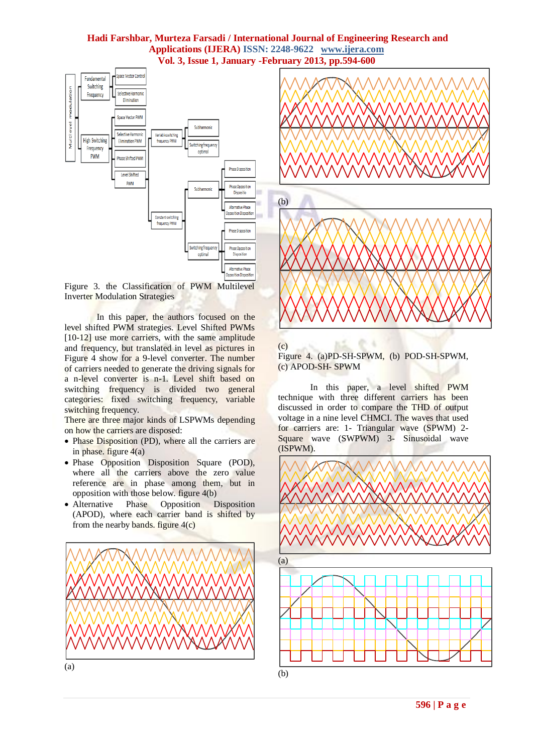Figure 3. the Classification of PWM Multilevel Inverter Modulation Strategies

In this paper, the authors focused on the level shifted PWM strategies. Level Shifted PWMs [10-12] use more carriers, with the same amplitude and frequency, but translated in level as pictures in Figure 4 show for a 9-level converter. The number of carriers needed to generate the driving signals for a n-level converter is n-1. Level shift based on switching frequency is divided two general categories: fixed switching frequency, variable switching frequency.

There are three major kinds of LSPWMs depending on how the carriers are disposed:

- Phase Disposition (PD), where all the carriers are in phase. figure 4(a)
- Phase Opposition Disposition Square (POD), where all the carriers above the zero value reference are in phase among them, but in opposition with those below. figure 4(b)
- Alternative Phase Opposition Disposition (APOD), where each carrier band is shifted by from the nearby bands. figure 4(c)

(a)

(b)

(c)

Figure 4. (a)PD-SH-SPWM, (b) POD-SH-SPWM, (c) APOD-SH- SPWM

In this paper, a level shifted PWM technique with three different carriers has been discussed in order to compare the THD of output voltage in a nine level CHMCI. The waves that used for carriers are: 1- Triangular wave (SPWM) 2- Square wave (SWPWM) 3- Sinusoidal wave (ISPWM).

(a)

(b)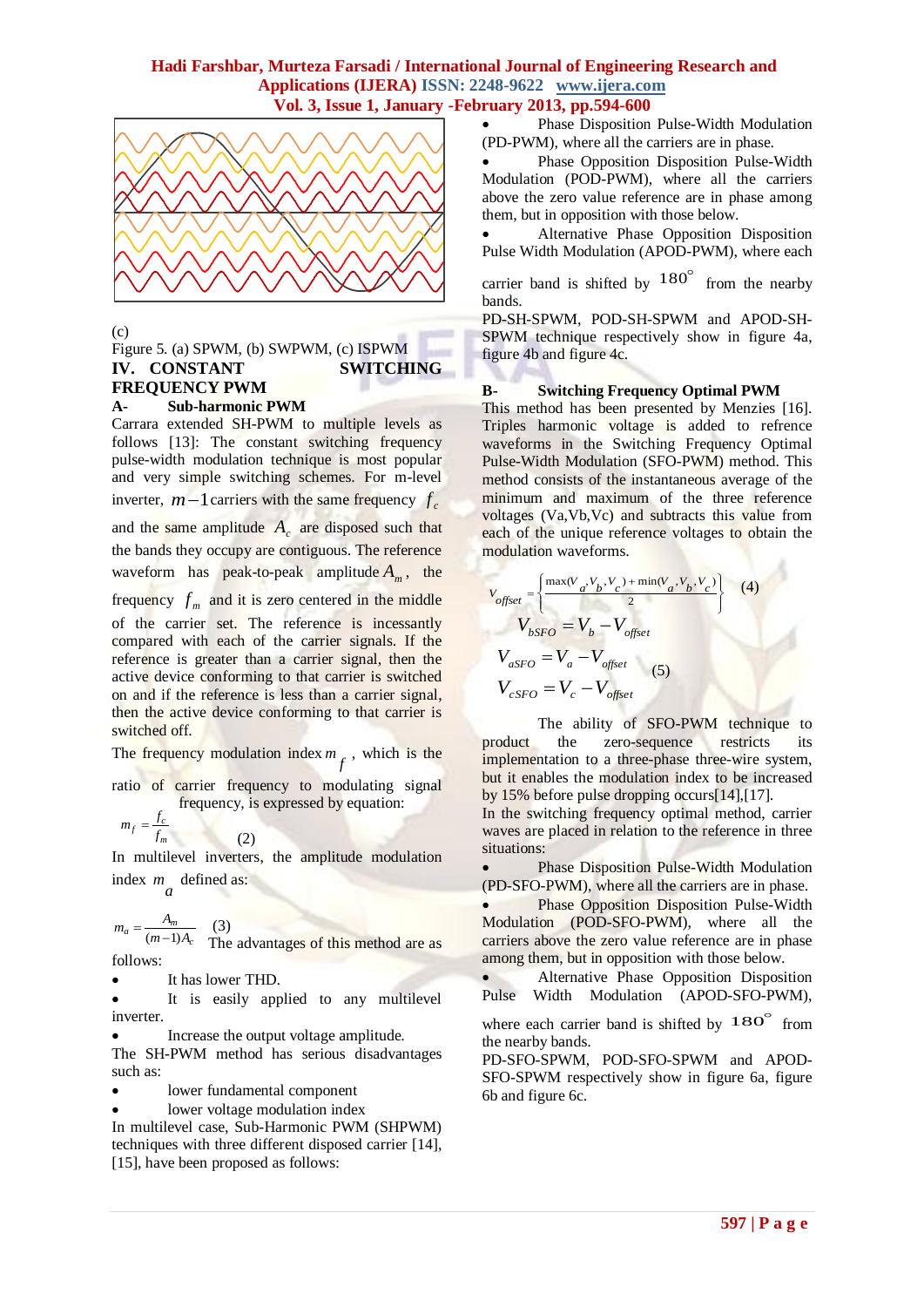(c)

Figure 5. (a) SPWM, (b) SWPWM, (c) ISPWM

## IV. CONSTANT SWITCHING FREQUENCY PWM

### A- Sub-harmonic PWM

Carrara extended SH-PWM to multiple levels as follows [13]: The constant switching frequency pulse-width modulation technique is most popular and very simple switching schemes. For m-level inverter, $m-1$ carriers with the same frequency $f_c$ and the same amplitude $A_c$ are disposed such that the bands they occupy are contiguous. The reference waveform has peak-to-peak amplitude $A_m$, the frequency $f_m$ and it is zero centered in the middle of the carrier set. The reference is incessantly compared with each of the carrier signals. If the reference is greater than a carrier signal, then the active device conforming to that carrier is switched on and if the reference is less than a carrier signal, then the active device conforming to that carrier is switched off.

The frequency modulation index $m_f$, which is the ratio of carrier frequency to modulating signal frequency, is expressed by equation:

$$m_f = \frac{f_c}{f_m} \quad (2)$$

In multilevel inverters, the amplitude modulation index $m_a$ defined as:

$$m_a = \frac{A_m}{(m-1)A_c} \quad (3)$$

The advantages of this method are as follows:

- It has lower THD.
- It is easily applied to any multilevel inverter.
- Increase the output voltage amplitude.

The SH-PWM method has serious disadvantages such as:

- lower fundamental component
- lower voltage modulation index

In multilevel case, Sub-Harmonic PWM (SHPWM) techniques with three different disposed carrier [14], [15], have been proposed as follows:

- Phase Disposition Pulse-Width Modulation (PD-PWM), where all the carriers are in phase.
- Phase Opposition Disposition Pulse-Width Modulation (POD-PWM), where all the carriers above the zero value reference are in phase among them, but in opposition with those below.
- Alternative Phase Opposition Disposition Pulse Width Modulation (APOD-PWM), where each carrier band is shifted by $180^{\circ}$ from the nearby bands.

PD-SH-SPWM, POD-SH-SPWM and APOD-SH-SPWM technique respectively show in figure 4a, figure 4b and figure 4c.

### B- Switching Frequency Optimal PWM

This method has been presented by Menzies [16]. Triples harmonic voltage is added to refrence waveforms in the Switching Frequency Optimal Pulse-Width Modulation (SFO-PWM) method. This method consists of the instantaneous average of the minimum and maximum of the three reference voltages (Va,Vb,Vc) and subtracts this value from each of the unique reference voltages to obtain the modulation waveforms.

$$V_{offset} = \left\{ \frac{\max(V_a, V_b, V_c) + \min(V_a, V_b, V_c)}{2} \right\} \quad (4)$$

$$V_{bSFO} = V_b - V_{offset}$$
$$V_{aSFO} = V_a - V_{offset} \quad (5)$$
$$V_{cSFO} = V_c - V_{offset}$$

The ability of SFO-PWM technique to product the zero-sequence restricts its implementation to a three-phase three-wire system, but it enables the modulation index to be increased by 15% before pulse dropping occurs[14],[17].

In the switching frequency optimal method, carrier waves are placed in relation to the reference in three situations:

- Phase Disposition Pulse-Width Modulation (PD-SFO-PWM), where all the carriers are in phase.
- Phase Opposition Disposition Pulse-Width Modulation (POD-SFO-PWM), where all the carriers above the zero value reference are in phase among them, but in opposition with those below.
- Alternative Phase Opposition Disposition Pulse Width Modulation (APOD-SFO-PWM), where each carrier band is shifted by $180^{\circ}$ from the nearby bands.

PD-SFO-SPWM, POD-SFO-SPWM and APOD-SFO-SPWM respectively show in figure 6a, figure 6b and figure 6c.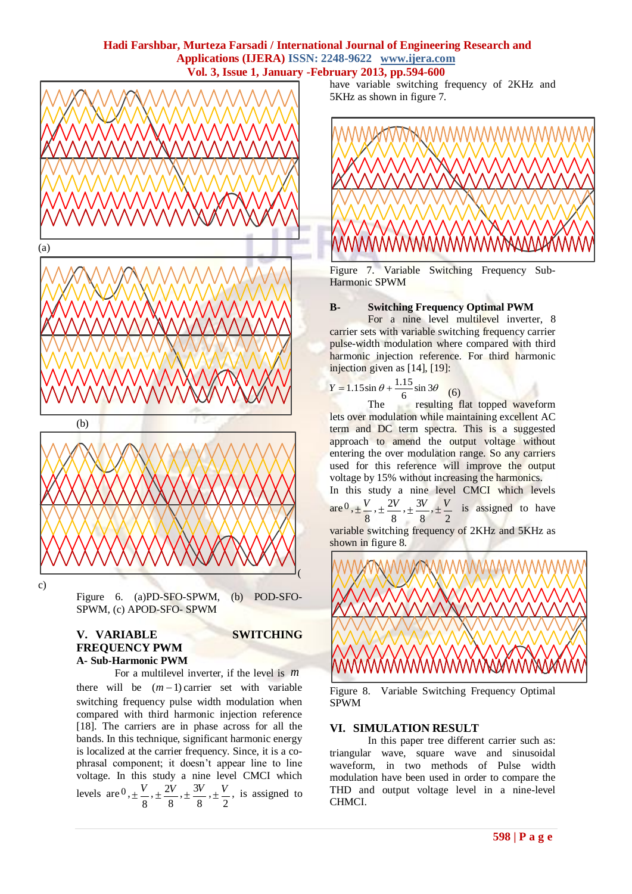(a)

(b)

(c)

Figure 6. (a)PD-SFO-SPWM, (b) POD-SFO-SPWM, (c) APOD-SFO- SPWM

## V. VARIABLE SWITCHING FREQUENCY PWM

### A- Sub-Harmonic PWM

For a multilevel inverter, if the level is $m$ there will be $(m-1)$ carrier set with variable switching frequency pulse width modulation when compared with third harmonic injection reference [18]. The carriers are in phase across for all the bands. In this technique, significant harmonic energy is localized at the carrier frequency. Since, it is a co-phrasal component; it doesn't appear line to line voltage. In this study a nine level CMCI which levels are $0, \pm\frac{V}{8}, \pm\frac{2V}{8}, \pm\frac{3V}{8}, \pm\frac{V}{2}$, is assigned to have variable switching frequency of 2KHz and 5KHz as shown in figure 7.

Figure 7. Variable Switching Frequency Sub-Harmonic SPWM

### B- Switching Frequency Optimal PWM

For a nine level multilevel inverter, 8 carrier sets with variable switching frequency carrier pulse-width modulation where compared with third harmonic injection reference. For third harmonic injection given as [14], [19]:

$$Y = 1.15\sin\theta + \frac{1.15}{6}\sin 3\theta \quad (6)$$

The resulting flat topped waveform lets over modulation while maintaining excellent AC term and DC term spectra. This is a suggested approach to amend the output voltage without entering the over modulation range. So any carriers used for this reference will improve the output voltage by 15% without increasing the harmonics.

In this study a nine level CMCI which levels are $0, \pm\frac{V}{8}, \pm\frac{2V}{8}, \pm\frac{3V}{8}, \pm\frac{V}{2}$ is assigned to have variable switching frequency of 2KHz and 5KHz as shown in figure 8.

Figure 8. Variable Switching Frequency Optimal SPWM

## VI. SIMULATION RESULT

In this paper tree different carrier such as: triangular wave, square wave and sinusoidal waveform, in two methods of Pulse width modulation have been used in order to compare the THD and output voltage level in a nine-level CHMCI.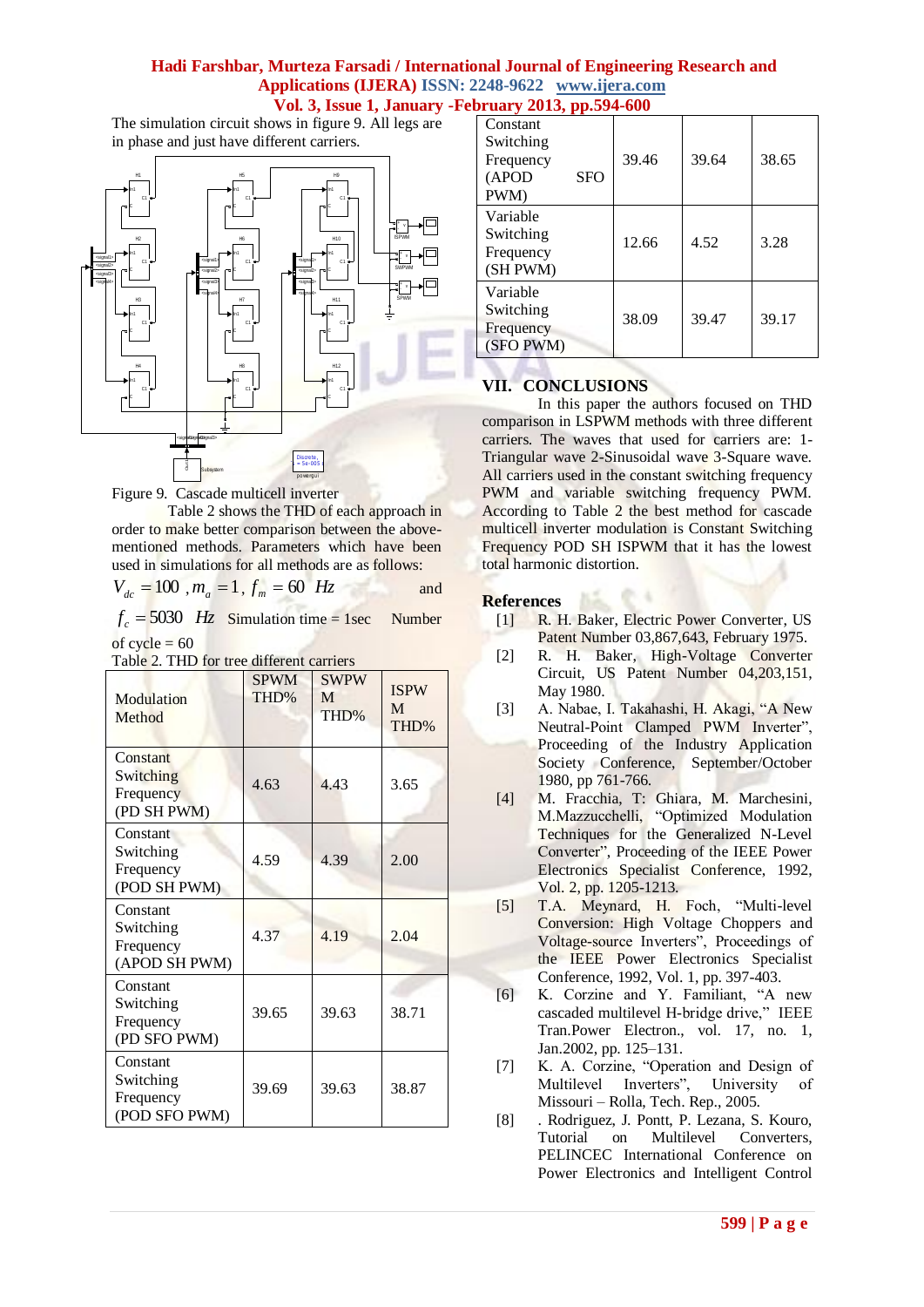The simulation circuit shows in figure 9. All legs are in phase and just have different carriers.

Figure 9. Cascade multicell inverter

Table 2 shows the THD of each approach in order to make better comparison between the above-mentioned methods. Parameters which have been used in simulations for all methods are as follows:

$V_{dc} = 100$ , $m_a = 1$, $f_m = 60$ $Hz$ and

$f_c = 5030$ $Hz$ Simulation time = 1sec Number of cycle = 60

Table 2. THD for tree different carriers

| Modulation Method | SPWM THD% | SWPWM THD% | ISPWM THD% |
|---|---|---|---|
| Constant Switching Frequency (PD SH PWM) | 4.63 | 4.43 | 3.65 |
| Constant Switching Frequency (POD SH PWM) | 4.59 | 4.39 | 2.00 |
| Constant Switching Frequency (APOD SH PWM) | 4.37 | 4.19 | 2.04 |
| Constant Switching Frequency (PD SFO PWM) | 39.65 | 39.63 | 38.71 |
| Constant Switching Frequency (POD SFO PWM) | 39.69 | 39.63 | 38.87 |
| Constant Switching Frequency (APOD SFO PWM) | 39.46 | 39.64 | 38.65 |
| Variable Switching Frequency (SH PWM) | 12.66 | 4.52 | 3.28 |
| Variable Switching Frequency (SFO PWM) | 38.09 | 39.47 | 39.17 |

## VII. CONCLUSIONS

In this paper the authors focused on THD comparison in LSPWM methods with three different carriers. The waves that used for carriers are: 1-Triangular wave 2-Sinusoidal wave 3-Square wave. All carriers used in the constant switching frequency PWM and variable switching frequency PWM. According to Table 2 the best method for cascade multicell inverter modulation is Constant Switching Frequency POD SH ISPWM that it has the lowest total harmonic distortion.

## References

[1] R. H. Baker, Electric Power Converter, US Patent Number 03,867,643, February 1975.

[2] R. H. Baker, High-Voltage Converter Circuit, US Patent Number 04,203,151, May 1980.

[3] A. Nabae, I. Takahashi, H. Akagi, “A New Neutral-Point Clamped PWM Inverter”, Proceeding of the Industry Application Society Conference, September/October 1980, pp 761-766.

[4] M. Fracchia, T: Ghiara, M. Marchesini, M.Mazzucchelli, “Optimized Modulation Techniques for the Generalized N-Level Converter”, Proceeding of the IEEE Power Electronics Specialist Conference, 1992, Vol. 2, pp. 1205-1213.

[5] T.A. Meynard, H. Foch, “Multi-level Conversion: High Voltage Choppers and Voltage-source Inverters”, Proceedings of the IEEE Power Electronics Specialist Conference, 1992, Vol. 1, pp. 397-403.

[6] K. Corzine and Y. Familiant, “A new cascaded multilevel H-bridge drive,” IEEE Tran.Power Electron., vol. 17, no. 1, Jan.2002, pp. 125–131.

[7] K. A. Corzine, “Operation and Design of Multilevel Inverters”, University of Missouri – Rolla, Tech. Rep., 2005.

[8] . Rodriguez, J. Pontt, P. Lezana, S. Kouro, Tutorial on Multilevel Converters, PELINCEC International Conference on Power Electronics and Intelligent Control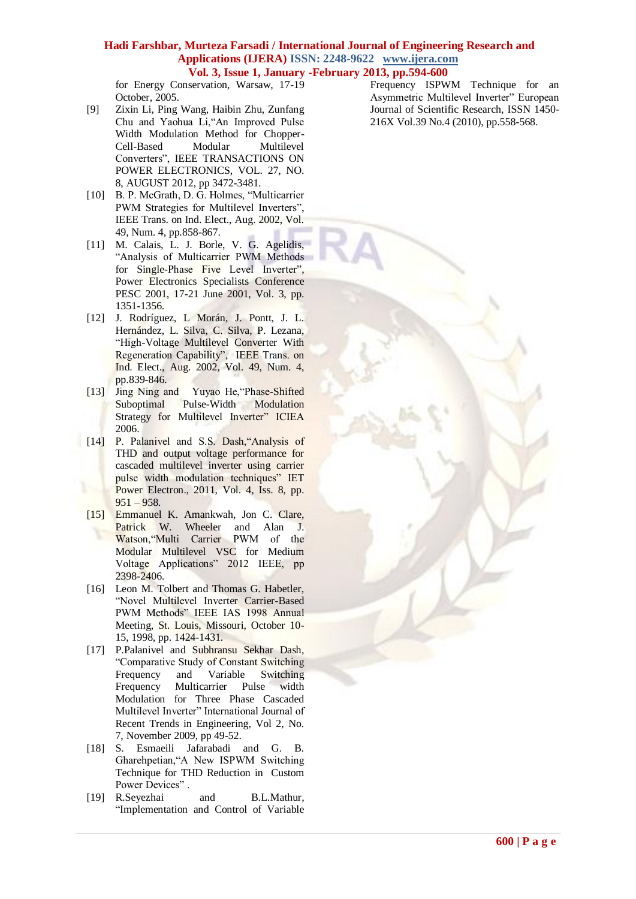for Energy Conservation, Warsaw, 17-19 October, 2005.

[9] Zixin Li, Ping Wang, Haibin Zhu, Zunfang Chu and Yaohua Li,"An Improved Pulse Width Modulation Method for Chopper-Cell-Based Modular Multilevel Converters", IEEE TRANSACTIONS ON POWER ELECTRONICS, VOL. 27, NO. 8, AUGUST 2012, pp 3472-3481.

[10] B. P. McGrath, D. G. Holmes, "Multicarrier PWM Strategies for Multilevel Inverters", IEEE Trans. on Ind. Elect., Aug. 2002, Vol. 49, Num. 4, pp.858-867.

[11] M. Calais, L. J. Borle, V. G. Agelidis, "Analysis of Multicarrier PWM Methods for Single-Phase Five Level Inverter", Power Electronics Specialists Conference PESC 2001, 17-21 June 2001, Vol. 3, pp. 1351-1356.

[12] J. Rodríguez, L Morán, J. Pontt, J. L. Hernández, L. Silva, C. Silva, P. Lezana, "High-Voltage Multilevel Converter With Regeneration Capability", IEEE Trans. on Ind. Elect., Aug. 2002, Vol. 49, Num. 4, pp.839-846.

[13] Jing Ning and Yuyao He,"Phase-Shifted Suboptimal Pulse-Width Modulation Strategy for Multilevel Inverter" ICIEA 2006.

[14] P. Palanivel and S.S. Dash,"Analysis of THD and output voltage performance for cascaded multilevel inverter using carrier pulse width modulation techniques" IET Power Electron., 2011, Vol. 4, Iss. 8, pp. 951 – 958.

[15] Emmanuel K. Amankwah, Jon C. Clare, Patrick W. Wheeler and Alan J. Watson,"Multi Carrier PWM of the Modular Multilevel VSC for Medium Voltage Applications" 2012 IEEE, pp 2398-2406.

[16] Leon M. Tolbert and Thomas G. Habetler, "Novel Multilevel Inverter Carrier-Based PWM Methods" IEEE IAS 1998 Annual Meeting, St. Louis, Missouri, October 10-15, 1998, pp. 1424-1431.

[17] P.Palanivel and Subhransu Sekhar Dash, "Comparative Study of Constant Switching Frequency and Variable Switching Frequency Multicarrier Pulse width Modulation for Three Phase Cascaded Multilevel Inverter" International Journal of Recent Trends in Engineering, Vol 2, No. 7, November 2009, pp 49-52.

[18] S. Esmaeili Jafarabadi and G. B. Gharehpetian,"A New ISPWM Switching Technique for THD Reduction in Custom Power Devices" .

[19] R.Seyezhai and B.L.Mathur, "Implementation and Control of Variable Frequency ISPWM Technique for an Asymmetric Multilevel Inverter" European Journal of Scientific Research, ISSN 1450-216X Vol.39 No.4 (2010), pp.558-568.